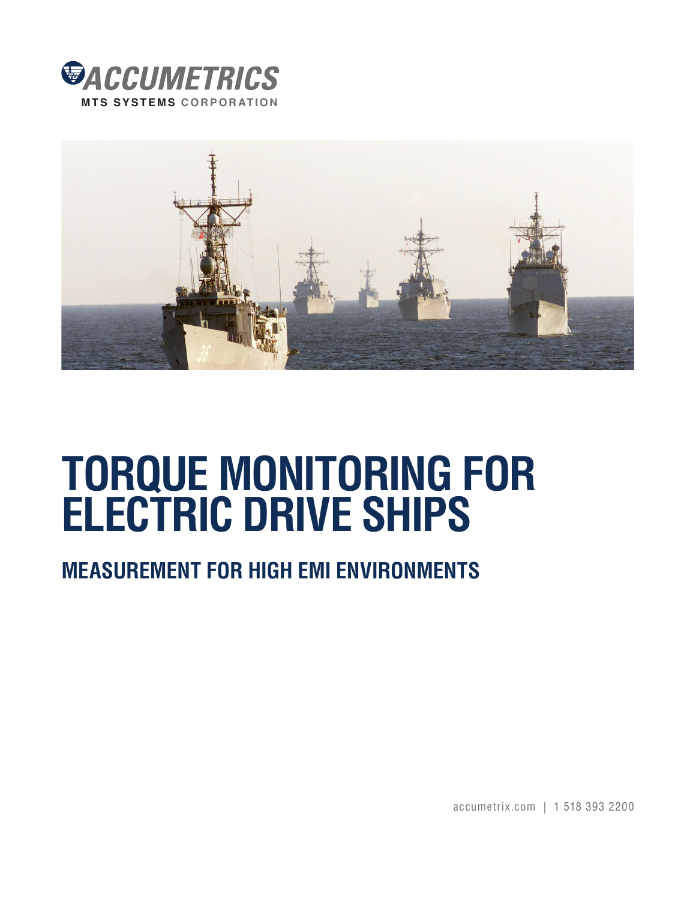ACCUMETRICS

MTS SYSTEMS CORPORATION

# TORQUE MONITORING FOR ELECTRIC DRIVE SHIPS

## MEASUREMENT FOR HIGH EMI ENVIRONMENTS

accumetrix.com | 1 518 393 2200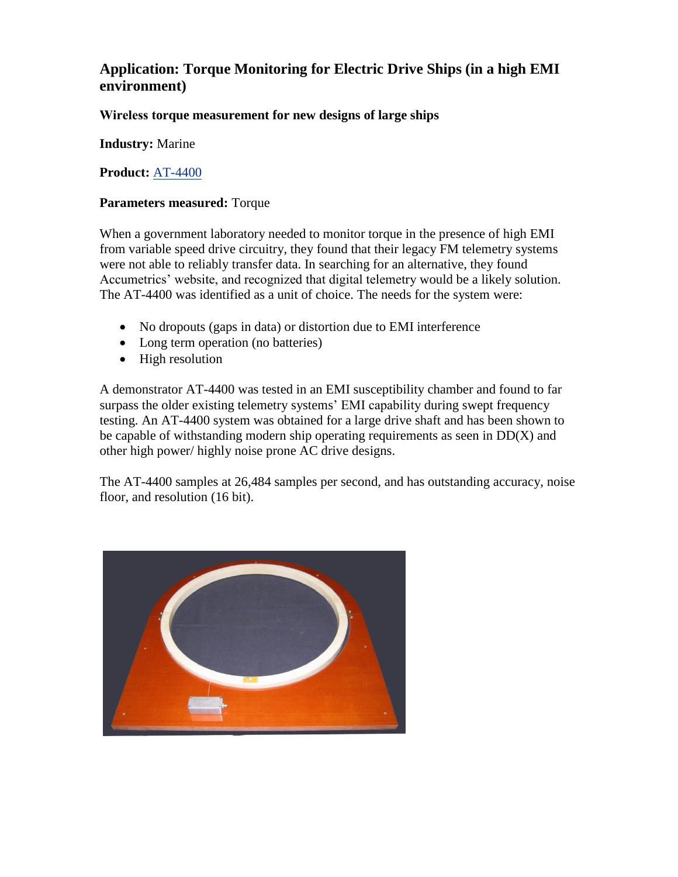## Application: Torque Monitoring for Electric Drive Ships (in a high EMI environment)

**Wireless torque measurement for new designs of large ships**

**Industry:** Marine

**Product:** AT-4400

**Parameters measured:** Torque

When a government laboratory needed to monitor torque in the presence of high EMI from variable speed drive circuitry, they found that their legacy FM telemetry systems were not able to reliably transfer data. In searching for an alternative, they found Accumetrics' website, and recognized that digital telemetry would be a likely solution. The AT-4400 was identified as a unit of choice. The needs for the system were:

- No dropouts (gaps in data) or distortion due to EMI interference
- Long term operation (no batteries)
- High resolution

A demonstrator AT-4400 was tested in an EMI susceptibility chamber and found to far surpass the older existing telemetry systems' EMI capability during swept frequency testing. An AT-4400 system was obtained for a large drive shaft and has been shown to be capable of withstanding modern ship operating requirements as seen in DD(X) and other high power/ highly noise prone AC drive designs.

The AT-4400 samples at 26,484 samples per second, and has outstanding accuracy, noise floor, and resolution (16 bit).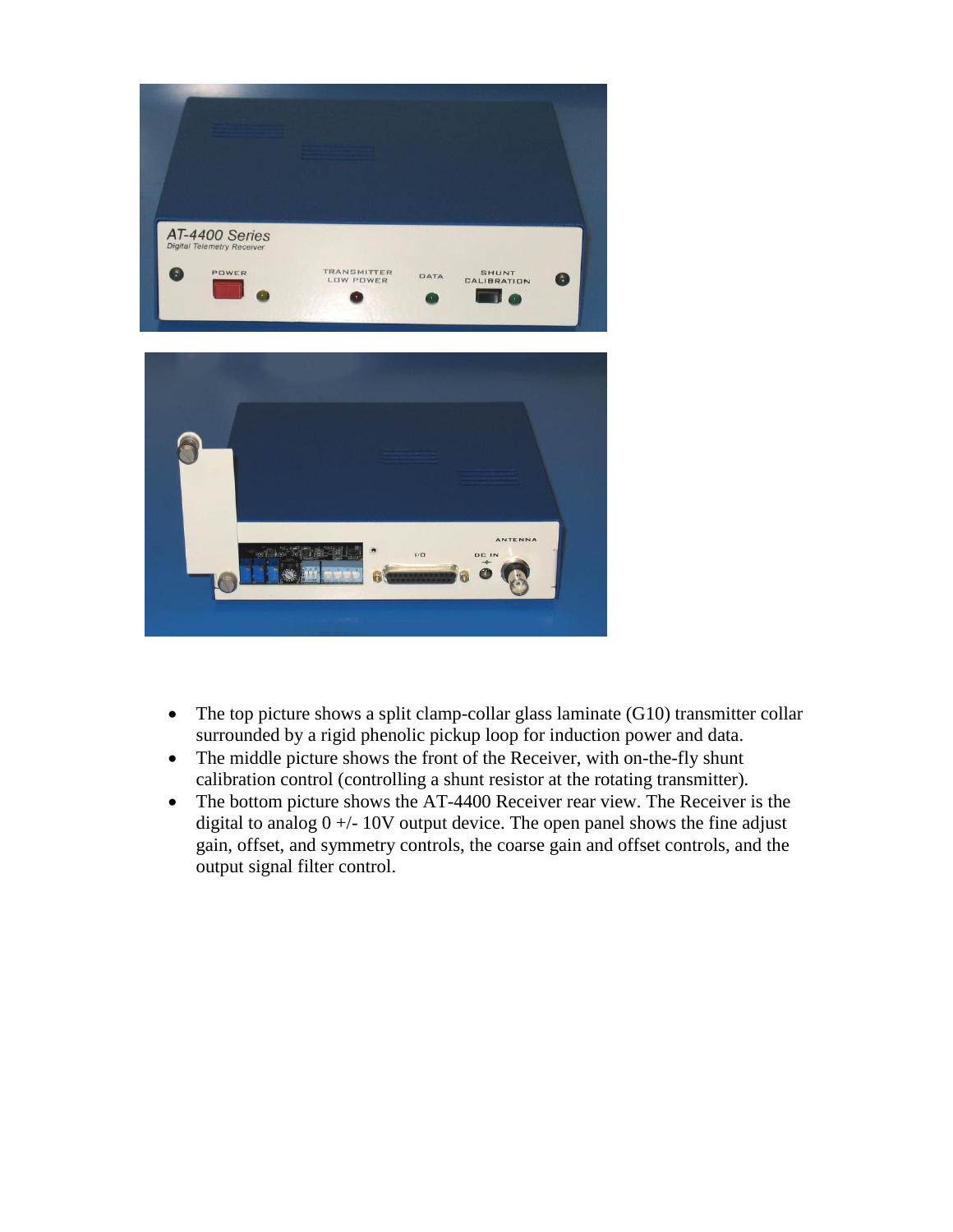- The top picture shows a split clamp-collar glass laminate (G10) transmitter collar surrounded by a rigid phenolic pickup loop for induction power and data.
- The middle picture shows the front of the Receiver, with on-the-fly shunt calibration control (controlling a shunt resistor at the rotating transmitter).
- The bottom picture shows the AT-4400 Receiver rear view. The Receiver is the digital to analog 0 +/- 10V output device. The open panel shows the fine adjust gain, offset, and symmetry controls, the coarse gain and offset controls, and the output signal filter control.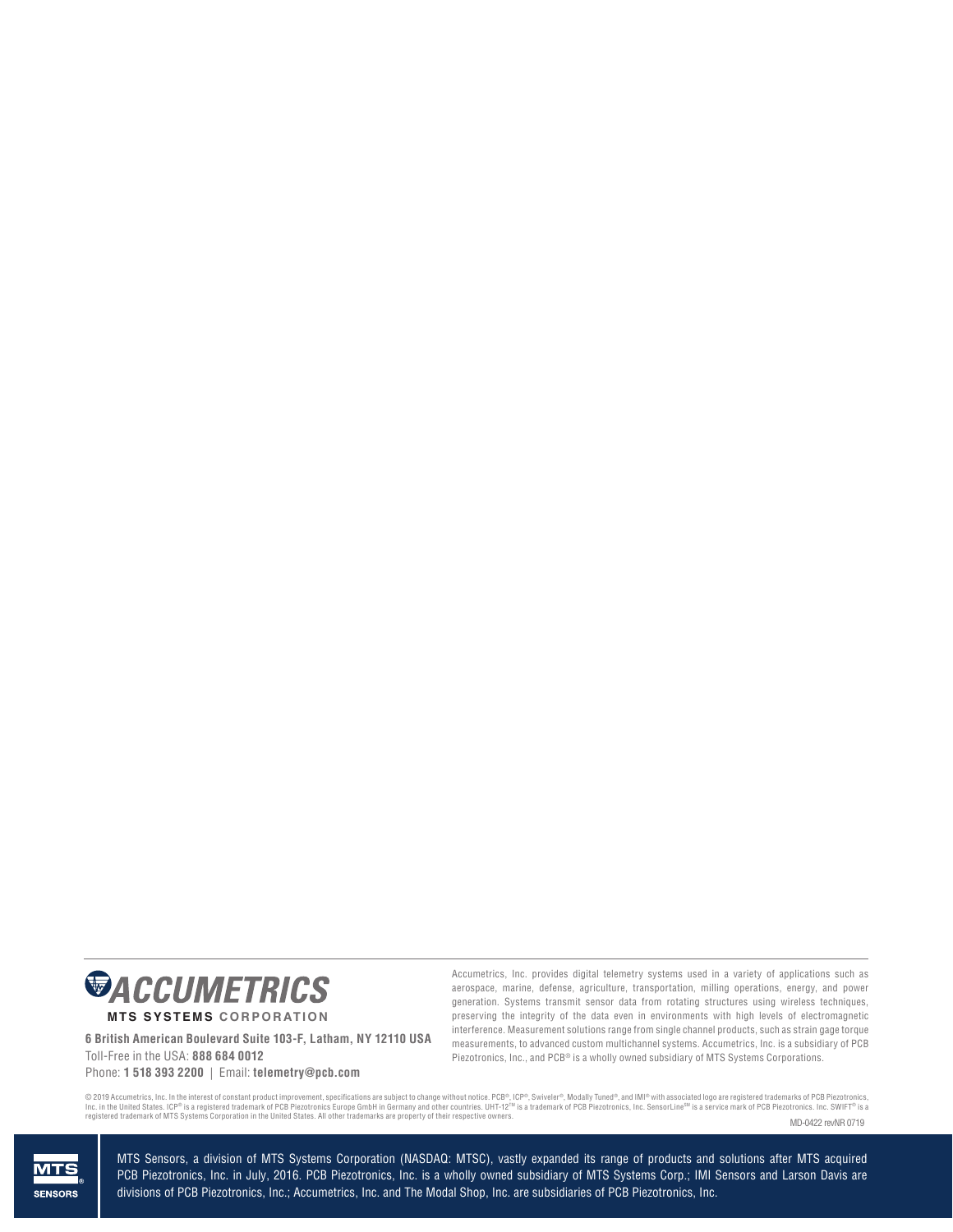**ACCUMETRICS**

**MTS SYSTEMS** CORPORATION

**6 British American Boulevard Suite 103-F, Latham, NY 12110 USA**

Toll-Free in the USA: **888 684 0012**

Phone: **1 518 393 2200** | Email: **telemetry@pcb.com**

Accumetrics, Inc. provides digital telemetry systems used in a variety of applications such as aerospace, marine, defense, agriculture, transportation, milling operations, energy, and power generation. Systems transmit sensor data from rotating structures using wireless techniques, preserving the integrity of the data even in environments with high levels of electromagnetic interference. Measurement solutions range from single channel products, such as strain gage torque measurements, to advanced custom multichannel systems. Accumetrics, Inc. is a subsidiary of PCB Piezotronics, Inc., and PCB® is a wholly owned subsidiary of MTS Systems Corporations.

© 2019 Accumetrics, Inc. In the interest of constant product improvement, specifications are subject to change without notice. PCB®, ICP®, Swiveler®, Modally Tuned®, and IMI® with associated logo are registered trademarks of PCB Piezotronics, Inc. in the United States. ICP® is a registered trademark of PCB Piezotronics Europe GmbH in Germany and other countries. UHT-12™ is a trademark of PCB Piezotronics, Inc. SensorLine℠ is a service mark of PCB Piezotronics. Inc. SWIFT® is a registered trademark of MTS Systems Corporation in the United States. All other trademarks are property of their respective owners.

MD-0422 revNR 0719

MTS SENSORS

MTS Sensors, a division of MTS Systems Corporation (NASDAQ: MTSC), vastly expanded its range of products and solutions after MTS acquired PCB Piezotronics, Inc. in July, 2016. PCB Piezotronics, Inc. is a wholly owned subsidiary of MTS Systems Corp.; IMI Sensors and Larson Davis are divisions of PCB Piezotronics, Inc.; Accumetrics, Inc. and The Modal Shop, Inc. are subsidiaries of PCB Piezotronics, Inc.